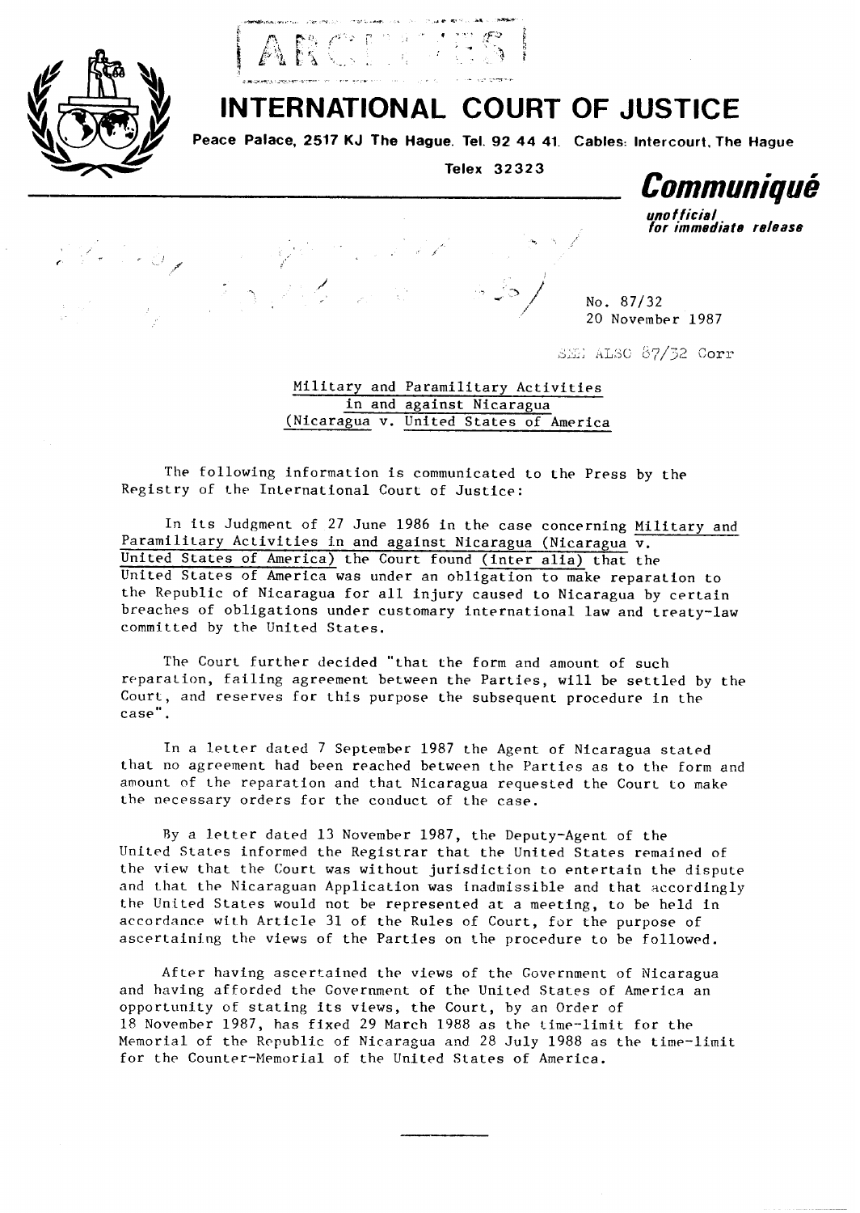# INTERNATIONAL COURT OF JUSTICE

**Peace Palace, 2517 KJ The Hague. Tel. 92 44 41. Cables: Intercourt, The Hague**

**Telex 32323**

## *Communiqué*

***unofficial***
***for immediate release***

No. 87/32
20 November 1987

SEE ALSO 87/32 Corr

Military and Paramilitary Activities
in and against Nicaragua
(Nicaragua v. United States of America

The following information is communicated to the Press by the Registry of the International Court of Justice:

In its Judgment of 27 June 1986 in the case concerning Military and Paramilitary Activities in and against Nicaragua (Nicaragua v. United States of America) the Court found (inter alia) that the United States of America was under an obligation to make reparation to the Republic of Nicaragua for all injury caused to Nicaragua by certain breaches of obligations under customary international law and treaty-law committed by the United States.

The Court further decided "that the form and amount of such reparation, failing agreement between the Parties, will be settled by the Court, and reserves for this purpose the subsequent procedure in the case".

In a letter dated 7 September 1987 the Agent of Nicaragua stated that no agreement had been reached between the Parties as to the form and amount of the reparation and that Nicaragua requested the Court to make the necessary orders for the conduct of the case.

By a letter dated 13 November 1987, the Deputy-Agent of the United States informed the Registrar that the United States remained of the view that the Court was without jurisdiction to entertain the dispute and that the Nicaraguan Application was inadmissible and that accordingly the United States would not be represented at a meeting, to be held in accordance with Article 31 of the Rules of Court, for the purpose of ascertaining the views of the Parties on the procedure to be followed.

After having ascertained the views of the Government of Nicaragua and having afforded the Government of the United States of America an opportunity of stating its views, the Court, by an Order of 18 November 1987, has fixed 29 March 1988 as the time-limit for the Memorial of the Republic of Nicaragua and 28 July 1988 as the time-limit for the Counter-Memorial of the United States of America.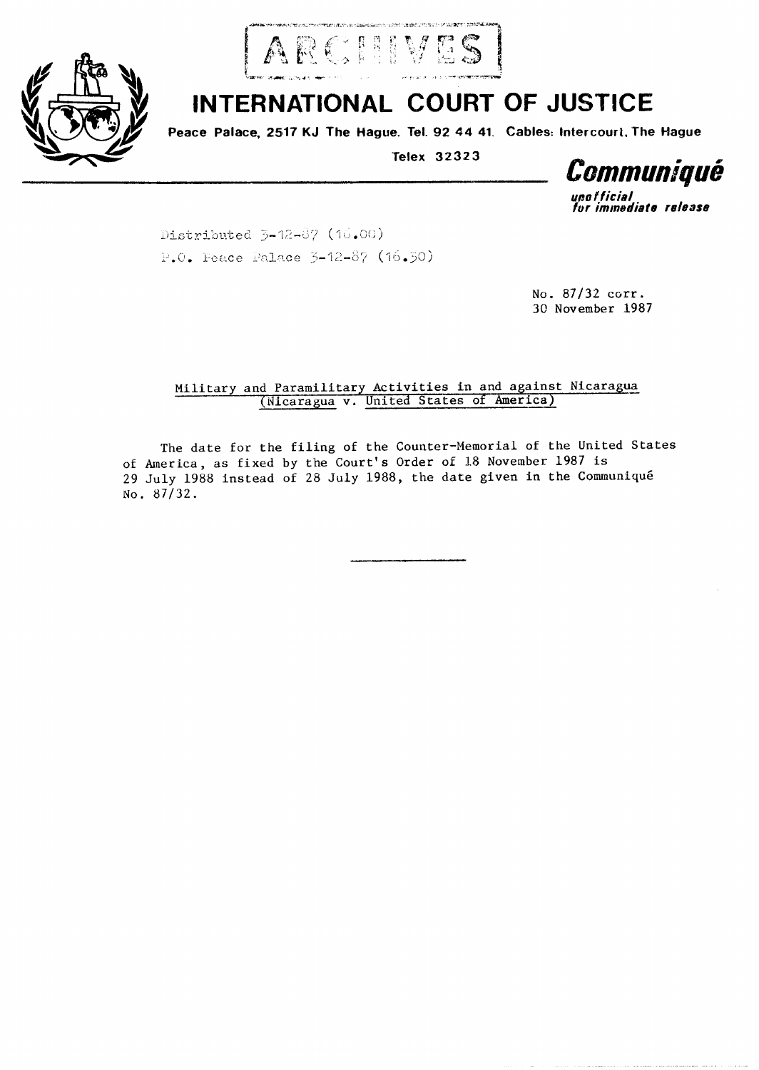ARCHIVES

# INTERNATIONAL COURT OF JUSTICE

**Peace Palace, 2517 KJ The Hague. Tel. 92 44 41. Cables: Intercourt, The Hague**

**Telex 32323**

***Communiqué***

***unofficial***
***for immediate release***

Distributed 3-12-87 (16.00)

P.O. Peace Palace 3-12-87 (16.30)

No. 87/32 corr.
30 November 1987

Military and Paramilitary Activities in and against Nicaragua
(Nicaragua v. United States of America)

The date for the filing of the Counter-Memorial of the United States of America, as fixed by the Court's Order of 18 November 1987 is 29 July 1988 instead of 28 July 1988, the date given in the Communiqué No. 87/32.